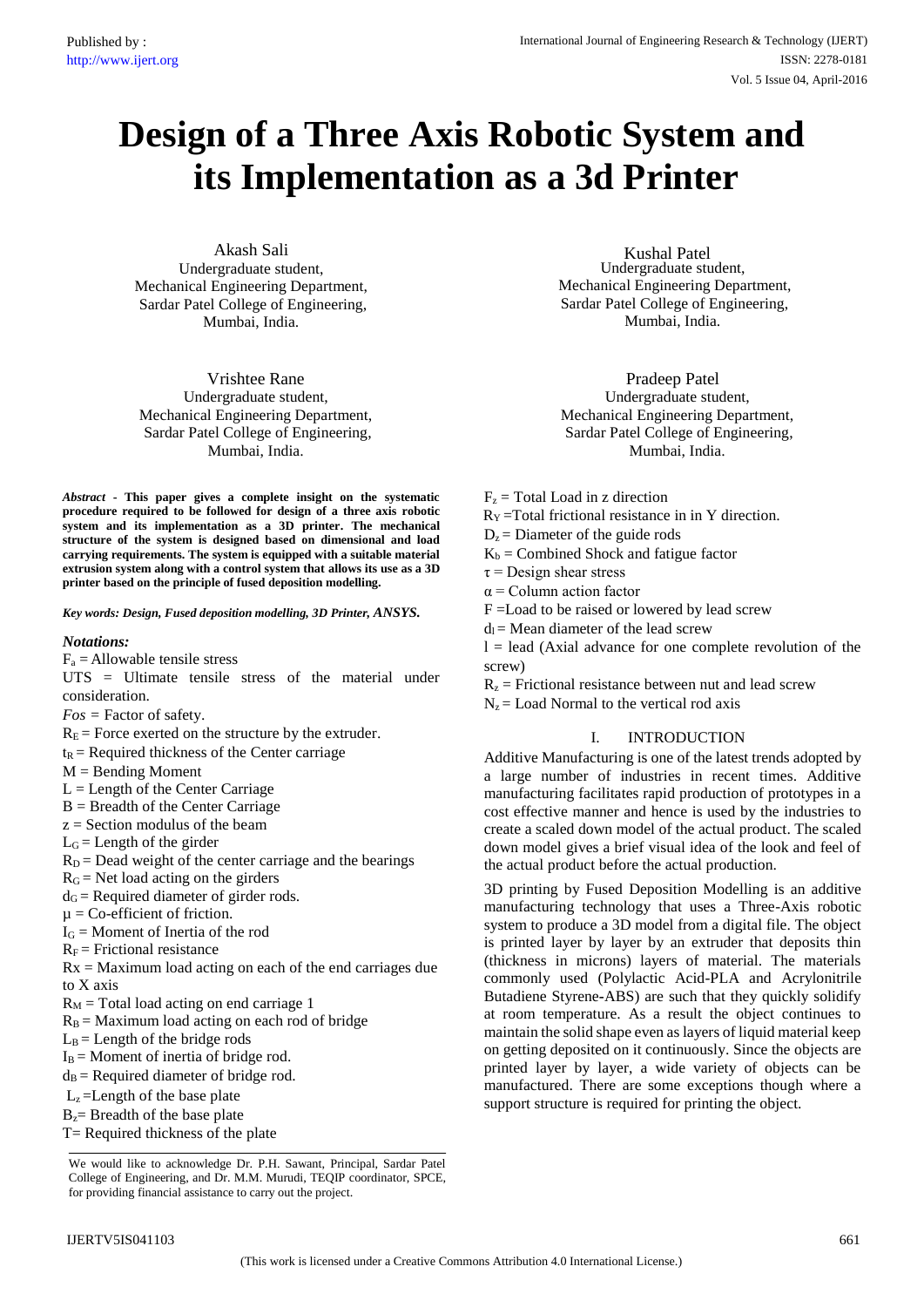# Design of a Three Axis Robotic System and its Implementation as a 3d Printer

Akash Sali
Undergraduate student,
Mechanical Engineering Department,
Sardar Patel College of Engineering,
Mumbai, India.

Kushal Patel
Undergraduate student,
Mechanical Engineering Department,
Sardar Patel College of Engineering,
Mumbai, India.

Vrishtee Rane
Undergraduate student,
Mechanical Engineering Department,
Sardar Patel College of Engineering,
Mumbai, India.

Pradeep Patel
Undergraduate student,
Mechanical Engineering Department,
Sardar Patel College of Engineering,
Mumbai, India.

***Abstract*** **- This paper gives a complete insight on the systematic procedure required to be followed for design of a three axis robotic system and its implementation as a 3D printer. The mechanical structure of the system is designed based on dimensional and load carrying requirements. The system is equipped with a suitable material extrusion system along with a control system that allows its use as a 3D printer based on the principle of fused deposition modelling.**

***Key words: Design, Fused deposition modelling, 3D Printer, ANSYS.***

### *Notations:*

$F_a$ = Allowable tensile stress
UTS = Ultimate tensile stress of the material under consideration.
*Fos* = Factor of safety.
$R_E$ = Force exerted on the structure by the extruder.
$t_R$ = Required thickness of the Center carriage
M = Bending Moment
L = Length of the Center Carriage
B = Breadth of the Center Carriage
z = Section modulus of the beam
$L_G$ = Length of the girder
$R_D$ = Dead weight of the center carriage and the bearings
$R_G$ = Net load acting on the girders
$d_G$ = Required diameter of girder rods.
$\mu$ = Co-efficient of friction.
$I_G$ = Moment of Inertia of the rod
$R_F$ = Frictional resistance
Rx = Maximum load acting on each of the end carriages due to X axis
$R_M$ = Total load acting on end carriage 1
$R_B$ = Maximum load acting on each rod of bridge
$L_B$ = Length of the bridge rods
$I_B$ = Moment of inertia of bridge rod.
$d_B$ = Required diameter of bridge rod.
$L_z$ =Length of the base plate
$B_z$= Breadth of the base plate
T= Required thickness of the plate
$F_z$ = Total Load in z direction
$R_Y$ =Total frictional resistance in in Y direction.
$D_z$ = Diameter of the guide rods
$K_b$ = Combined Shock and fatigue factor
$\tau$ = Design shear stress
$\alpha$ = Column action factor
F =Load to be raised or lowered by lead screw
$d_l$ = Mean diameter of the lead screw
l = lead (Axial advance for one complete revolution of the screw)
$R_z$ = Frictional resistance between nut and lead screw
$N_z$ = Load Normal to the vertical rod axis

We would like to acknowledge Dr. P.H. Sawant, Principal, Sardar Patel College of Engineering, and Dr. M.M. Murudi, TEQIP coordinator, SPCE, for providing financial assistance to carry out the project.

## I. INTRODUCTION

Additive Manufacturing is one of the latest trends adopted by a large number of industries in recent times. Additive manufacturing facilitates rapid production of prototypes in a cost effective manner and hence is used by the industries to create a scaled down model of the actual product. The scaled down model gives a brief visual idea of the look and feel of the actual product before the actual production.

3D printing by Fused Deposition Modelling is an additive manufacturing technology that uses a Three-Axis robotic system to produce a 3D model from a digital file. The object is printed layer by layer by an extruder that deposits thin (thickness in microns) layers of material. The materials commonly used (Polylactic Acid-PLA and Acrylonitrile Butadiene Styrene-ABS) are such that they quickly solidify at room temperature. As a result the object continues to maintain the solid shape even as layers of liquid material keep on getting deposited on it continuously. Since the objects are printed layer by layer, a wide variety of objects can be manufactured. There are some exceptions though where a support structure is required for printing the object.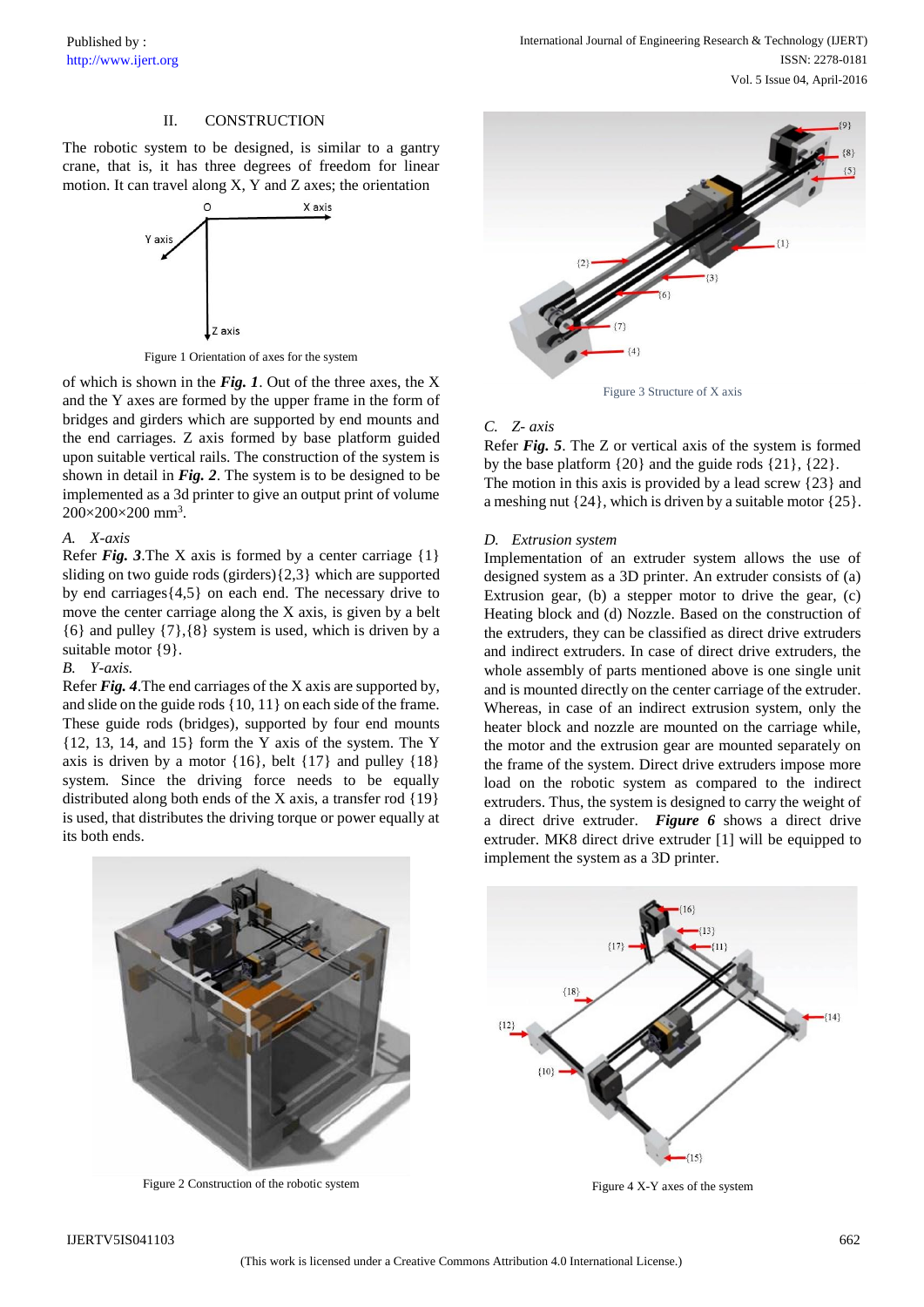## II. CONSTRUCTION

The robotic system to be designed, is similar to a gantry crane, that is, it has three degrees of freedom for linear motion. It can travel along X, Y and Z axes; the orientation of which is shown in the ***Fig. 1***. Out of the three axes, the X and the Y axes are formed by the upper frame in the form of bridges and girders which are supported by end mounts and the end carriages. Z axis formed by base platform guided upon suitable vertical rails. The construction of the system is shown in detail in ***Fig. 2***. The system is to be designed to be implemented as a 3d printer to give an output print of volume 200×200×200 mm$^3$.

Figure 1 Orientation of axes for the system

### A. X-axis

Refer ***Fig. 3***.The X axis is formed by a center carriage {1} sliding on two guide rods (girders){2,3} which are supported by end carriages{4,5} on each end. The necessary drive to move the center carriage along the X axis, is given by a belt {6} and pulley {7},{8} system is used, which is driven by a suitable motor {9}.

### B. Y-axis.

Refer ***Fig. 4***.The end carriages of the X axis are supported by, and slide on the guide rods {10, 11} on each side of the frame. These guide rods (bridges), supported by four end mounts {12, 13, 14, and 15} form the Y axis of the system. The Y axis is driven by a motor {16}, belt {17} and pulley {18} system. Since the driving force needs to be equally distributed along both ends of the X axis, a transfer rod {19} is used, that distributes the driving torque or power equally at its both ends.

Figure 2 Construction of the robotic system

Figure 3 Structure of X axis

### C. Z- axis

Refer ***Fig. 5***. The Z or vertical axis of the system is formed by the base platform {20} and the guide rods {21}, {22}. The motion in this axis is provided by a lead screw {23} and a meshing nut {24}, which is driven by a suitable motor {25}.

### D. Extrusion system

Implementation of an extruder system allows the use of designed system as a 3D printer. An extruder consists of (a) Extrusion gear, (b) a stepper motor to drive the gear, (c) Heating block and (d) Nozzle. Based on the construction of the extruders, they can be classified as direct drive extruders and indirect extruders. In case of direct drive extruders, the whole assembly of parts mentioned above is one single unit and is mounted directly on the center carriage of the extruder. Whereas, in case of an indirect extrusion system, only the heater block and nozzle are mounted on the carriage while, the motor and the extrusion gear are mounted separately on the frame of the system. Direct drive extruders impose more load on the robotic system as compared to the indirect extruders. Thus, the system is designed to carry the weight of a direct drive extruder. ***Figure 6*** shows a direct drive extruder. MK8 direct drive extruder [1] will be equipped to implement the system as a 3D printer.

Figure 4 X-Y axes of the system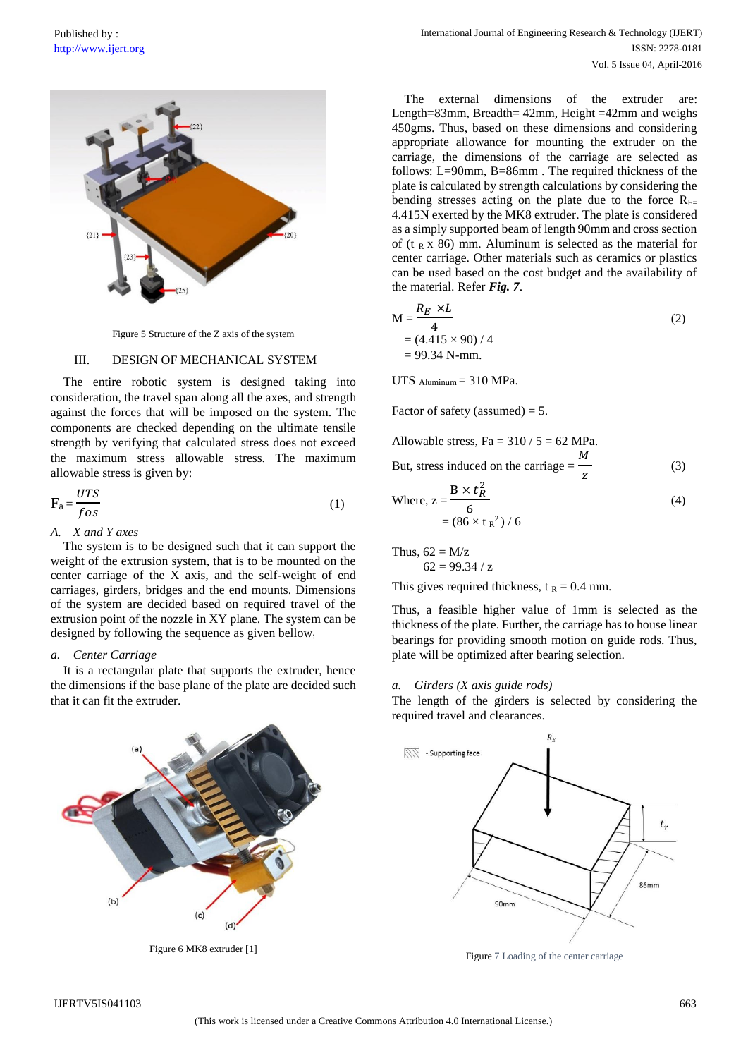Figure 5 Structure of the Z axis of the system

## III. DESIGN OF MECHANICAL SYSTEM

The entire robotic system is designed taking into consideration, the travel span along all the axes, and strength against the forces that will be imposed on the system. The components are checked depending on the ultimate tensile strength by verifying that calculated stress does not exceed the maximum stress allowable stress. The maximum allowable stress is given by:

$$F_a = \frac{UTS}{fos} \tag{1}$$

### A. X and Y axes

The system is to be designed such that it can support the weight of the extrusion system, that is to be mounted on the center carriage of the X axis, and the self-weight of end carriages, girders, bridges and the end mounts. Dimensions of the system are decided based on required travel of the extrusion point of the nozzle in XY plane. The system can be designed by following the sequence as given bellow.

#### a. Center Carriage

It is a rectangular plate that supports the extruder, hence the dimensions if the base plane of the plate are decided such that it can fit the extruder.

Figure 6 MK8 extruder [1]

The external dimensions of the extruder are: Length=83mm, Breadth= 42mm, Height =42mm and weighs 450gms. Thus, based on these dimensions and considering appropriate allowance for mounting the extruder on the carriage, the dimensions of the carriage are selected as follows: L=90mm, B=86mm . The required thickness of the plate is calculated by strength calculations by considering the bending stresses acting on the plate due to the force $R_{E=}$ 4.415N exerted by the MK8 extruder. The plate is considered as a simply supported beam of length 90mm and cross section of ($t_R$ x 86) mm. Aluminum is selected as the material for center carriage. Other materials such as ceramics or plastics can be used based on the cost budget and the availability of the material. Refer ***Fig. 7***.

$$M = \frac{R_E \times L}{4} \tag{2}$$

$= (4.415 \times 90) / 4$

$= 99.34$ N-mm.

$UTS_{\text{Aluminum}} = 310$ MPa.

Factor of safety (assumed) = 5.

Allowable stress, Fa = 310 / 5 = 62 MPa.

But, stress induced on the carriage $= \frac{M}{z}$ (3)

Where, $z = \frac{B \times t_R^2}{6}$ (4)

$= (86 \times t_R^2) / 6$

Thus, 62 = M/z

62 = 99.34 / z

This gives required thickness, $t_R = 0.4$ mm.

Thus, a feasible higher value of 1mm is selected as the thickness of the plate. Further, the carriage has to house linear bearings for providing smooth motion on guide rods. Thus, plate will be optimized after bearing selection.

#### a. Girders (X axis guide rods)

The length of the girders is selected by considering the required travel and clearances.

Figure 7 Loading of the center carriage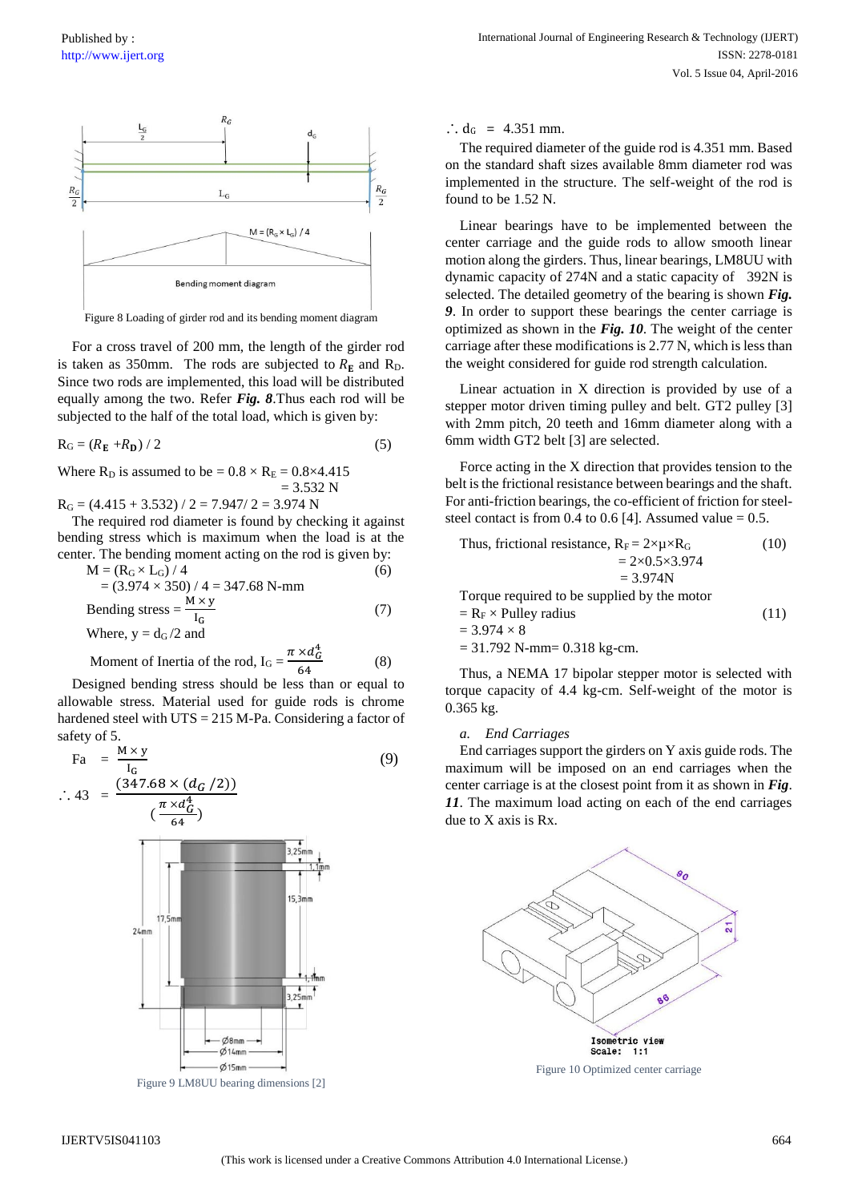Figure 8 Loading of girder rod and its bending moment diagram

For a cross travel of 200 mm, the length of the girder rod is taken as 350mm. The rods are subjected to $R_E$ and $R_D$. Since two rods are implemented, this load will be distributed equally among the two. Refer ***Fig. 8***.Thus each rod will be subjected to the half of the total load, which is given by:

$$R_G = (R_E + R_D) / 2 \quad (5)$$

Where $R_D$ is assumed to be $= 0.8 \times R_E = 0.8 \times 4.415 = 3.532$ N

$R_G = (4.415 + 3.532) / 2 = 7.947/ 2 = 3.974$ N

The required rod diameter is found by checking it against bending stress which is maximum when the load is at the center. The bending moment acting on the rod is given by:

$$M = (R_G \times L_G) / 4 \quad (6)$$

$= (3.974 \times 350) / 4 = 347.68$ N-mm

$$\text{Bending stress} = \frac{M \times y}{I_G} \quad (7)$$

Where, $y = d_G /2$ and

$$\text{Moment of Inertia of the rod, } I_G = \frac{\pi \times d_G^4}{64} \quad (8)$$

Designed bending stress should be less than or equal to allowable stress. Material used for guide rods is chrome hardened steel with UTS = 215 M-Pa. Considering a factor of safety of 5.

$$Fa = \frac{M \times y}{I_G} \quad (9)$$

$$\therefore 43 = \frac{(347.68 \times (d_G /2))}{(\frac{\pi \times d_G^4}{64})}$$

Figure 9 LM8UU bearing dimensions [2]

$\therefore d_G = 4.351$ mm.

The required diameter of the guide rod is 4.351 mm. Based on the standard shaft sizes available 8mm diameter rod was implemented in the structure. The self-weight of the rod is found to be 1.52 N.

Linear bearings have to be implemented between the center carriage and the guide rods to allow smooth linear motion along the girders. Thus, linear bearings, LM8UU with dynamic capacity of 274N and a static capacity of 392N is selected. The detailed geometry of the bearing is shown ***Fig. 9***. In order to support these bearings the center carriage is optimized as shown in the ***Fig. 10***. The weight of the center carriage after these modifications is 2.77 N, which is less than the weight considered for guide rod strength calculation.

Linear actuation in X direction is provided by use of a stepper motor driven timing pulley and belt. GT2 pulley [3] with 2mm pitch, 20 teeth and 16mm diameter along with a 6mm width GT2 belt [3] are selected.

Force acting in the X direction that provides tension to the belt is the frictional resistance between bearings and the shaft. For anti-friction bearings, the co-efficient of friction for steel-steel contact is from 0.4 to 0.6 [4]. Assumed value = 0.5.

$$\text{Thus, frictional resistance, } R_F = 2 \times \mu \times R_G \quad (10)$$

$= 2 \times 0.5 \times 3.974$

$= 3.974$N

Torque required to be supplied by the motor

$$= R_F \times \text{Pulley radius} \quad (11)$$

$= 3.974 \times 8$

$= 31.792$ N-mm$= 0.318$ kg-cm.

Thus, a NEMA 17 bipolar stepper motor is selected with torque capacity of 4.4 kg-cm. Self-weight of the motor is 0.365 kg.

*a. End Carriages*

End carriages support the girders on Y axis guide rods. The maximum will be imposed on an end carriages when the center carriage is at the closest point from it as shown in ***Fig. 11***. The maximum load acting on each of the end carriages due to X axis is Rx.

Figure 10 Optimized center carriage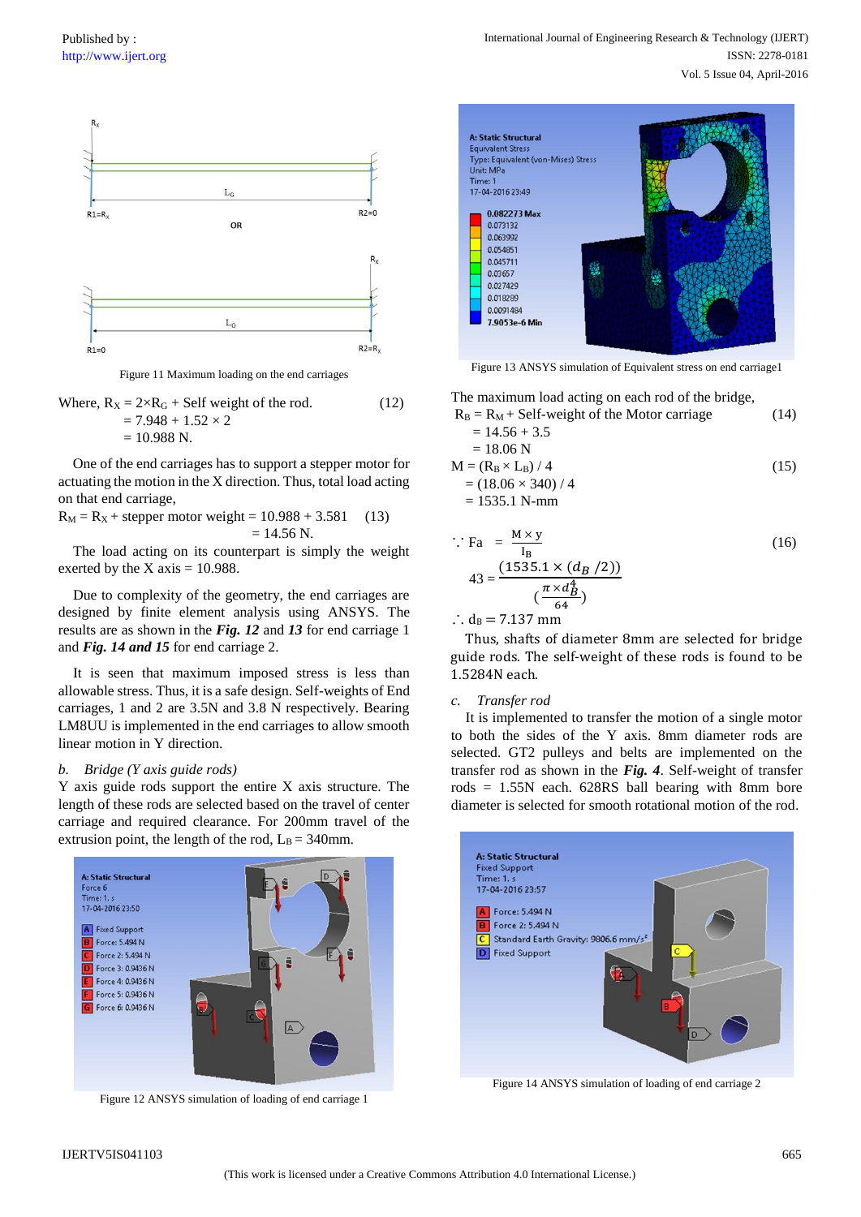Figure 11 Maximum loading on the end carriages

Where, $R_X = 2 \times R_G$ + Self weight of the rod. (12)

$= 7.948 + 1.52 \times 2$

$= 10.988$ N.

One of the end carriages has to support a stepper motor for actuating the motion in the X direction. Thus, total load acting on that end carriage,

$R_M = R_X$ + stepper motor weight $= 10.988 + 3.581$ (13)

$= 14.56$ N.

The load acting on its counterpart is simply the weight exerted by the X axis = 10.988.

Due to complexity of the geometry, the end carriages are designed by finite element analysis using ANSYS. The results are as shown in the ***Fig. 12*** and ***13*** for end carriage 1 and ***Fig. 14 and 15*** for end carriage 2.

It is seen that maximum imposed stress is less than allowable stress. Thus, it is a safe design. Self-weights of End carriages, 1 and 2 are 3.5N and 3.8 N respectively. Bearing LM8UU is implemented in the end carriages to allow smooth linear motion in Y direction.

*b. Bridge (Y axis guide rods)*

Y axis guide rods support the entire X axis structure. The length of these rods are selected based on the travel of center carriage and required clearance. For 200mm travel of the extrusion point, the length of the rod, $L_B$ = 340mm.

Figure 12 ANSYS simulation of loading of end carriage 1

Figure 13 ANSYS simulation of Equivalent stress on end carriage1

The maximum load acting on each rod of the bridge,

$R_B = R_M$ + Self-weight of the Motor carriage (14)

$= 14.56 + 3.5$

$= 18.06$ N

$M = (R_B \times L_B) / 4$ (15)

$= (18.06 \times 340) / 4$

$= 1535.1$ N-mm

$$\because F_a = \frac{M \times y}{I_B} \quad (16)$$

$$43 = \frac{(1535.1 \times (d_B/2))}{\left(\frac{\pi \times d_B^4}{64}\right)}$$

$\therefore d_B = 7.137$ mm

Thus, shafts of diameter 8mm are selected for bridge guide rods. The self-weight of these rods is found to be 1.5284N each.

*c. Transfer rod*

It is implemented to transfer the motion of a single motor to both the sides of the Y axis. 8mm diameter rods are selected. GT2 pulleys and belts are implemented on the transfer rod as shown in the ***Fig. 4***. Self-weight of transfer rods = 1.55N each. 628RS ball bearing with 8mm bore diameter is selected for smooth rotational motion of the rod.

Figure 14 ANSYS simulation of loading of end carriage 2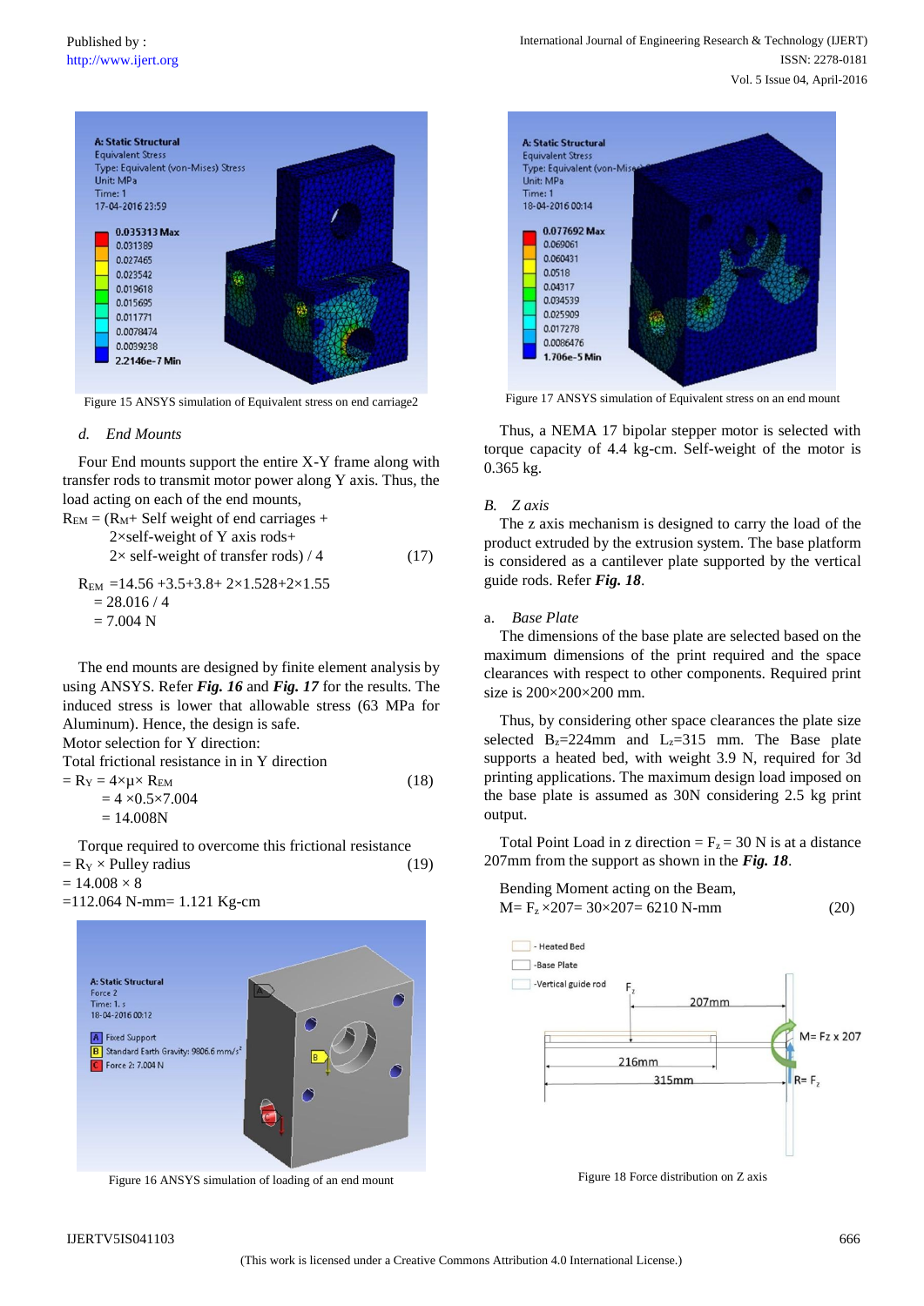Figure 15 ANSYS simulation of Equivalent stress on end carriage2

*d. End Mounts*

Four End mounts support the entire X-Y frame along with transfer rods to transmit motor power along Y axis. Thus, the load acting on each of the end mounts,

$R_{EM}$ = ($R_M$+ Self weight of end carriages + 2×self-weight of Y axis rods+ 2× self-weight of transfer rods) / 4 (17)

$R_{EM}$ =14.56 +3.5+3.8+ 2×1.528+2×1.55
= 28.016 / 4
= 7.004 N

The end mounts are designed by finite element analysis by using ANSYS. Refer ***Fig. 16*** and ***Fig. 17*** for the results. The induced stress is lower that allowable stress (63 MPa for Aluminum). Hence, the design is safe.

Motor selection for Y direction:

Total frictional resistance in in Y direction

= $R_Y$ = 4×μ× $R_{EM}$ (18)
= 4 ×0.5×7.004
= 14.008N

Torque required to overcome this frictional resistance

= $R_Y$ × Pulley radius (19)
= 14.008 × 8
=112.064 N-mm= 1.121 Kg-cm

Figure 16 ANSYS simulation of loading of an end mount

Figure 17 ANSYS simulation of Equivalent stress on an end mount

Thus, a NEMA 17 bipolar stepper motor is selected with torque capacity of 4.4 kg-cm. Self-weight of the motor is 0.365 kg.

*B. Z axis*

The z axis mechanism is designed to carry the load of the product extruded by the extrusion system. The base platform is considered as a cantilever plate supported by the vertical guide rods. Refer ***Fig. 18***.

a. *Base Plate*

The dimensions of the base plate are selected based on the maximum dimensions of the print required and the space clearances with respect to other components. Required print size is 200×200×200 mm.

Thus, by considering other space clearances the plate size selected $B_z$=224mm and $L_z$=315 mm. The Base plate supports a heated bed, with weight 3.9 N, required for 3d printing applications. The maximum design load imposed on the base plate is assumed as 30N considering 2.5 kg print output.

Total Point Load in z direction = $F_z$ = 30 N is at a distance 207mm from the support as shown in the ***Fig. 18***.

Bending Moment acting on the Beam,

M= $F_z$ ×207= 30×207= 6210 N-mm (20)

Figure 18 Force distribution on Z axis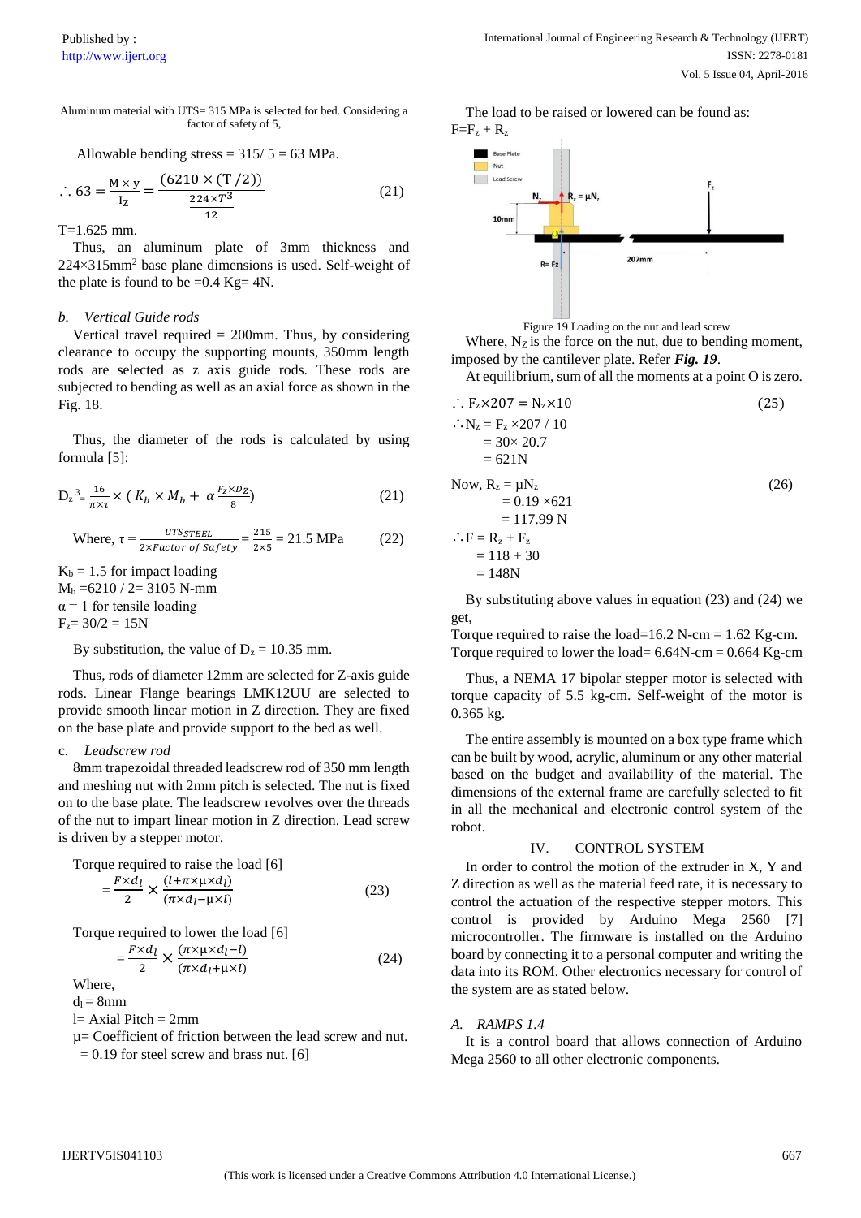Aluminum material with UTS= 315 MPa is selected for bed. Considering a factor of safety of 5,

Allowable bending stress = 315/ 5 = 63 MPa.

$$\therefore 63 = \frac{M \times y}{I_Z} = \frac{(6210 \times (T/2))}{\frac{224 \times T^3}{12}} \quad (21)$$

T=1.625 mm.

Thus, an aluminum plate of 3mm thickness and 224×315mm² base plane dimensions is used. Self-weight of the plate is found to be =0.4 Kg= 4N.

*b. Vertical Guide rods*

Vertical travel required = 200mm. Thus, by considering clearance to occupy the supporting mounts, 350mm length rods are selected as z axis guide rods. These rods are subjected to bending as well as an axial force as shown in the Fig. 18.

Thus, the diameter of the rods is calculated by using formula [5]:

$$D_z{}^3 = \frac{16}{\pi \times \tau} \times \left( K_b \times M_b + \alpha \frac{F_Z \times D_Z}{8} \right) \quad (21)$$

$$\text{Where, } \tau = \frac{UTS_{STEEL}}{2 \times Factor\ of\ Safety} = \frac{215}{2 \times 5} = 21.5 \text{ MPa} \quad (22)$$

$K_b$ = 1.5 for impact loading
$M_b$ =6210 / 2= 3105 N-mm
α = 1 for tensile loading
$F_z$= 30/2 = 15N

By substitution, the value of $D_z$ = 10.35 mm.

Thus, rods of diameter 12mm are selected for Z-axis guide rods. Linear Flange bearings LMK12UU are selected to provide smooth linear motion in Z direction. They are fixed on the base plate and provide support to the bed as well.

c. *Leadscrew rod*

8mm trapezoidal threaded leadscrew rod of 350 mm length and meshing nut with 2mm pitch is selected. The nut is fixed on to the base plate. The leadscrew revolves over the threads of the nut to impart linear motion in Z direction. Lead screw is driven by a stepper motor.

Torque required to raise the load [6]

$$= \frac{F \times d_l}{2} \times \frac{(l + \pi \times \mu \times d_l)}{(\pi \times d_l - \mu \times l)} \quad (23)$$

Torque required to lower the load [6]

$$= \frac{F \times d_l}{2} \times \frac{(\pi \times \mu \times d_l - l)}{(\pi \times d_l + \mu \times l)} \quad (24)$$

Where,
$d_l$ = 8mm
l= Axial Pitch = 2mm
μ= Coefficient of friction between the lead screw and nut.
= 0.19 for steel screw and brass nut. [6]

The load to be raised or lowered can be found as:
$F = F_z + R_z$

Figure 19 Loading on the nut and lead screw

Where, $N_Z$ is the force on the nut, due to bending moment, imposed by the cantilever plate. Refer ***Fig. 19***.

At equilibrium, sum of all the moments at a point O is zero.

$$\therefore F_z \times 207 = N_z \times 10 \quad (25)$$

$\therefore N_z = F_z \times 207 / 10$
$= 30 \times 20.7$
$= 621$N

$$\text{Now, } R_z = \mu N_z \quad (26)$$

$= 0.19 \times 621$
$= 117.99$ N

$\therefore F = R_z + F_z$
$= 118 + 30$
$= 148$N

By substituting above values in equation (23) and (24) we get,

Torque required to raise the load=16.2 N-cm = 1.62 Kg-cm.
Torque required to lower the load= 6.64N-cm = 0.664 Kg-cm

Thus, a NEMA 17 bipolar stepper motor is selected with torque capacity of 5.5 kg-cm. Self-weight of the motor is 0.365 kg.

The entire assembly is mounted on a box type frame which can be built by wood, acrylic, aluminum or any other material based on the budget and availability of the material. The dimensions of the external frame are carefully selected to fit in all the mechanical and electronic control system of the robot.

## IV. CONTROL SYSTEM

In order to control the motion of the extruder in X, Y and Z direction as well as the material feed rate, it is necessary to control the actuation of the respective stepper motors. This control is provided by Arduino Mega 2560 [7] microcontroller. The firmware is installed on the Arduino board by connecting it to a personal computer and writing the data into its ROM. Other electronics necessary for control of the system are as stated below.

### *A. RAMPS 1.4*

It is a control board that allows connection of Arduino Mega 2560 to all other electronic components.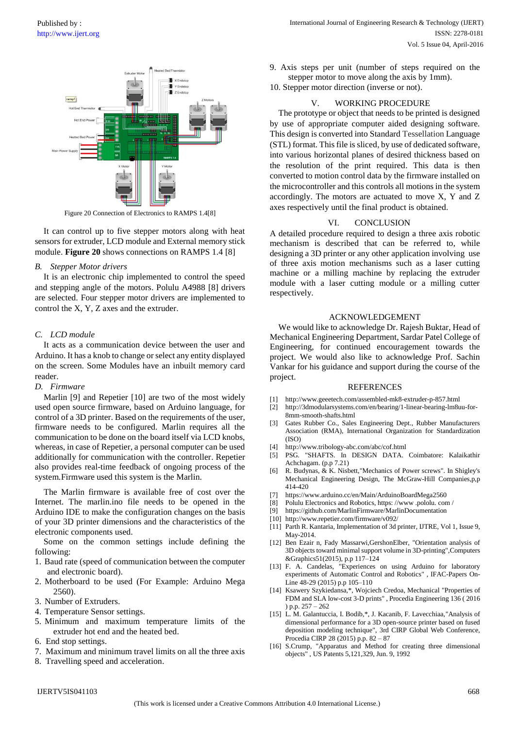Figure 20 Connection of Electronics to RAMPS 1.4[8]

It can control up to five stepper motors along with heat sensors for extruder, LCD module and External memory stick module. **Figure 20** shows connections on RAMPS 1.4 [8]

### *B. Stepper Motor drivers*

It is an electronic chip implemented to control the speed and stepping angle of the motors. Polulu A4988 [8] drivers are selected. Four stepper motor drivers are implemented to control the X, Y, Z axes and the extruder.

### *C. LCD module*

It acts as a communication device between the user and Arduino. It has a knob to change or select any entity displayed on the screen. Some Modules have an inbuilt memory card reader.

### *D. Firmware*

Marlin [9] and Repetier [10] are two of the most widely used open source firmware, based on Arduino language, for control of a 3D printer. Based on the requirements of the user, firmware needs to be configured. Marlin requires all the communication to be done on the board itself via LCD knobs, whereas, in case of Repetier, a personal computer can be used additionally for communication with the controller. Repetier also provides real-time feedback of ongoing process of the system.Firmware used this system is the Marlin.

The Marlin firmware is available free of cost over the Internet. The marlin.ino file needs to be opened in the Arduino IDE to make the configuration changes on the basis of your 3D printer dimensions and the characteristics of the electronic components used.

Some on the common settings include defining the following:

1. Baud rate (speed of communication between the computer and electronic board).
2. Motherboard to be used (For Example: Arduino Mega 2560).
3. Number of Extruders.
4. Temperature Sensor settings.
5. Minimum and maximum temperature limits of the extruder hot end and the heated bed.
6. End stop settings.
7. Maximum and minimum travel limits on all the three axis
8. Travelling speed and acceleration.
9. Axis steps per unit (number of steps required on the stepper motor to move along the axis by 1mm).
10. Stepper motor direction (inverse or not).

## VI. WORKING PROCEDURE

The prototype or object that needs to be printed is designed by use of appropriate computer aided designing software. This design is converted into Standard Tessellation Language (STL) format. This file is sliced, by use of dedicated software, into various horizontal planes of desired thickness based on the resolution of the print required. This data is then converted to motion control data by the firmware installed on the microcontroller and this controls all motions in the system accordingly. The motors are actuated to move X, Y and Z axes respectively until the final product is obtained.

## VI. CONCLUSION

A detailed procedure required to design a three axis robotic mechanism is described that can be referred to, while designing a 3D printer or any other application involving use of three axis motion mechanisms such as a laser cutting machine or a milling machine by replacing the extruder module with a laser cutting module or a milling cutter respectively.

## ACKNOWLEDGEMENT

We would like to acknowledge Dr. Rajesh Buktar, Head of Mechanical Engineering Department, Sardar Patel College of Engineering, for continued encouragement towards the project. We would also like to acknowledge Prof. Sachin Vankar for his guidance and support during the course of the project.

## REFERENCES

[1] http://www.geeetech.com/assembled-mk8-extruder-p-857.html
[2] http://3dmodularsystems.com/en/bearing/1-linear-bearing-lm8uu-for-8mm-smooth-shafts.html
[3] Gates Rubber Co., Sales Engineering Dept., Rubber Manufacturers Association (RMA), International Organization for Standardization (ISO)
[4] http://www.tribology-abc.com/abc/cof.html
[5] PSG. "SHAFTS. In DESIGN DATA. Coimbatore: Kalaikathir Achchagam. (p.p 7.21)
[6] R. Budynas, & K. Nisbett,"Mechanics of Power screws". In Shigley's Mechanical Engineering Design, The McGraw-Hill Companies,p,p 414-420
[7] https://www.arduino.cc/en/Main/ArduinoBoardMega2560
[8] Polulu Electronics and Robotics, https: //www .pololu. com /
[9] https://github.com/MarlinFirmware/MarlinDocumentation
[10] http://www.repetier.com/firmware/v092/
[11] Parth R. Kantaria, Implementation of 3d printer, IJTRE, Vol 1, Issue 9, May-2014.
[12] Ben Ezair n, Fady Massarwi,GershonElber, "Orientation analysis of 3D objects toward minimal support volume in 3D-printing",Computers &Graphics51(2015), p.p 117–124
[13] F. A. Candelas, "Experiences on using Arduino for laboratory experiments of Automatic Control and Robotics" , IFAC-Papers On-Line 48-29 (2015) p.p 105–110
[14] Ksawery Szykiedansa,*, Wojciech Credoa, Mechanical "Properties of FDM and SLA low-cost 3-D prints" , Procedia Engineering 136 ( 2016 ) p.p. 257 – 262
[15] L. M. Galantuccia, I. Bodib,*, J. Kacanib, F. Lavecchiaa,"Analysis of dimensional performance for a 3D open-source printer based on fused deposition modeling technique", 3rd CIRP Global Web Conference, Procedia CIRP 28 (2015) p.p. 82 – 87
[16] S.Crump, "Apparatus and Method for creating three dimensional objects" , US Patents 5,121,329, Jun. 9, 1992